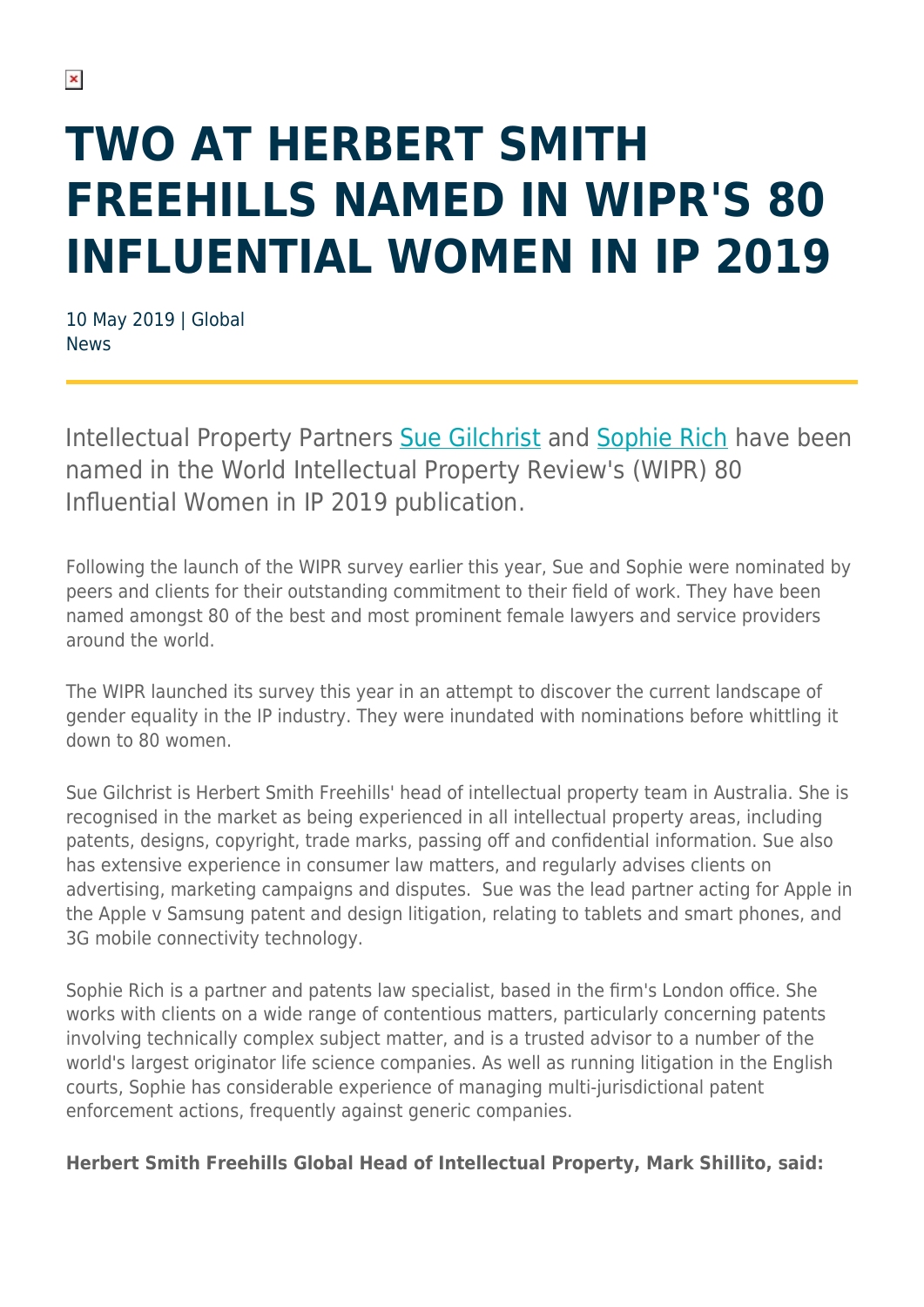# TWO AT HERBERT SMITH FREEHILLS NAMED IN WIPR'S 80 INFLUENTIAL WOMEN IN IP 2019

10 May 2019 | Global
News

Intellectual Property Partners Sue Gilchrist and Sophie Rich have been named in the World Intellectual Property Review's (WIPR) 80 Influential Women in IP 2019 publication.

Following the launch of the WIPR survey earlier this year, Sue and Sophie were nominated by peers and clients for their outstanding commitment to their field of work. They have been named amongst 80 of the best and most prominent female lawyers and service providers around the world.

The WIPR launched its survey this year in an attempt to discover the current landscape of gender equality in the IP industry. They were inundated with nominations before whittling it down to 80 women.

Sue Gilchrist is Herbert Smith Freehills' head of intellectual property team in Australia. She is recognised in the market as being experienced in all intellectual property areas, including patents, designs, copyright, trade marks, passing off and confidential information. Sue also has extensive experience in consumer law matters, and regularly advises clients on advertising, marketing campaigns and disputes. Sue was the lead partner acting for Apple in the Apple v Samsung patent and design litigation, relating to tablets and smart phones, and 3G mobile connectivity technology.

Sophie Rich is a partner and patents law specialist, based in the firm's London office. She works with clients on a wide range of contentious matters, particularly concerning patents involving technically complex subject matter, and is a trusted advisor to a number of the world's largest originator life science companies. As well as running litigation in the English courts, Sophie has considerable experience of managing multi-jurisdictional patent enforcement actions, frequently against generic companies.

**Herbert Smith Freehills Global Head of Intellectual Property, Mark Shillito, said:**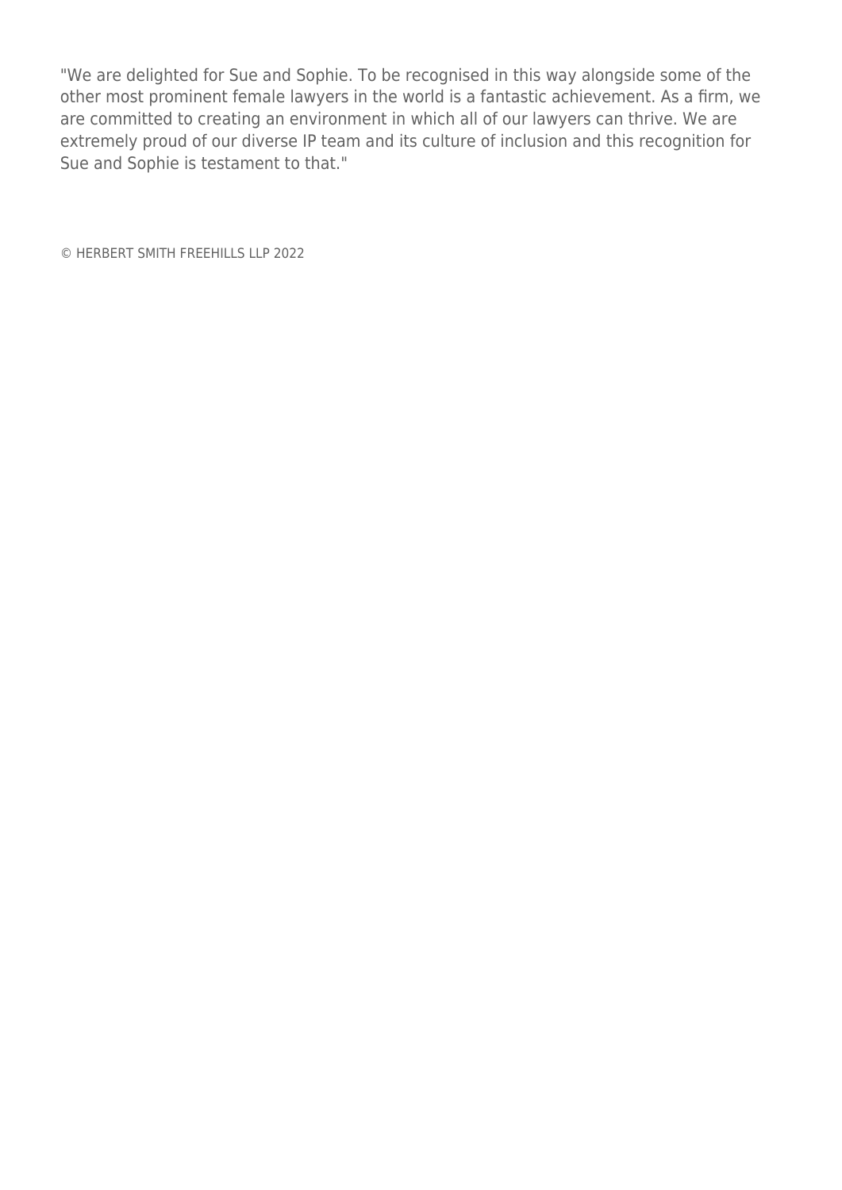"We are delighted for Sue and Sophie. To be recognised in this way alongside some of the other most prominent female lawyers in the world is a fantastic achievement. As a firm, we are committed to creating an environment in which all of our lawyers can thrive. We are extremely proud of our diverse IP team and its culture of inclusion and this recognition for Sue and Sophie is testament to that."

© HERBERT SMITH FREEHILLS LLP 2022